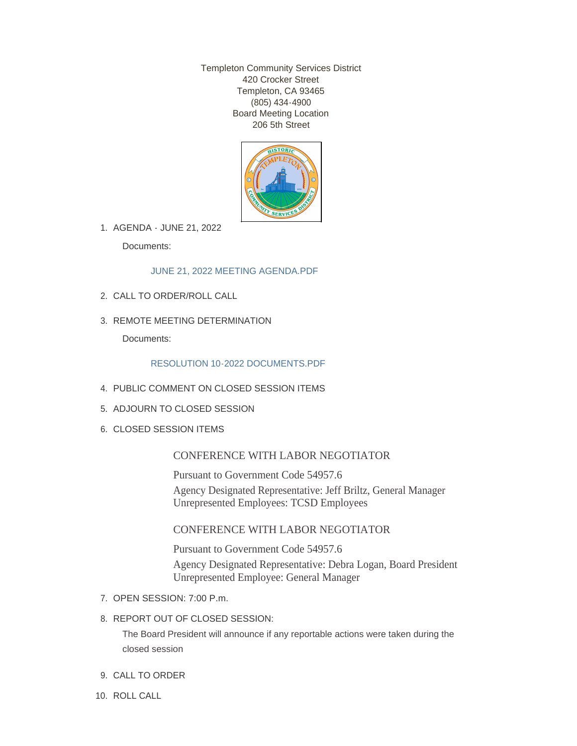Templeton Community Services District
420 Crocker Street
Templeton, CA 93465
(805) 434-4900
Board Meeting Location
206 5th Street

1. AGENDA - JUNE 21, 2022

   Documents:

   JUNE 21, 2022 MEETING AGENDA.PDF

2. CALL TO ORDER/ROLL CALL

3. REMOTE MEETING DETERMINATION

   Documents:

   RESOLUTION 10-2022 DOCUMENTS.PDF

4. PUBLIC COMMENT ON CLOSED SESSION ITEMS

5. ADJOURN TO CLOSED SESSION

6. CLOSED SESSION ITEMS

   CONFERENCE WITH LABOR NEGOTIATOR

   Pursuant to Government Code 54957.6
   Agency Designated Representative: Jeff Briltz, General Manager
   Unrepresented Employees: TCSD Employees

   CONFERENCE WITH LABOR NEGOTIATOR

   Pursuant to Government Code 54957.6
   Agency Designated Representative: Debra Logan, Board President
   Unrepresented Employee: General Manager

7. OPEN SESSION: 7:00 P.m.

8. REPORT OUT OF CLOSED SESSION:

   The Board President will announce if any reportable actions were taken during the closed session

9. CALL TO ORDER

10. ROLL CALL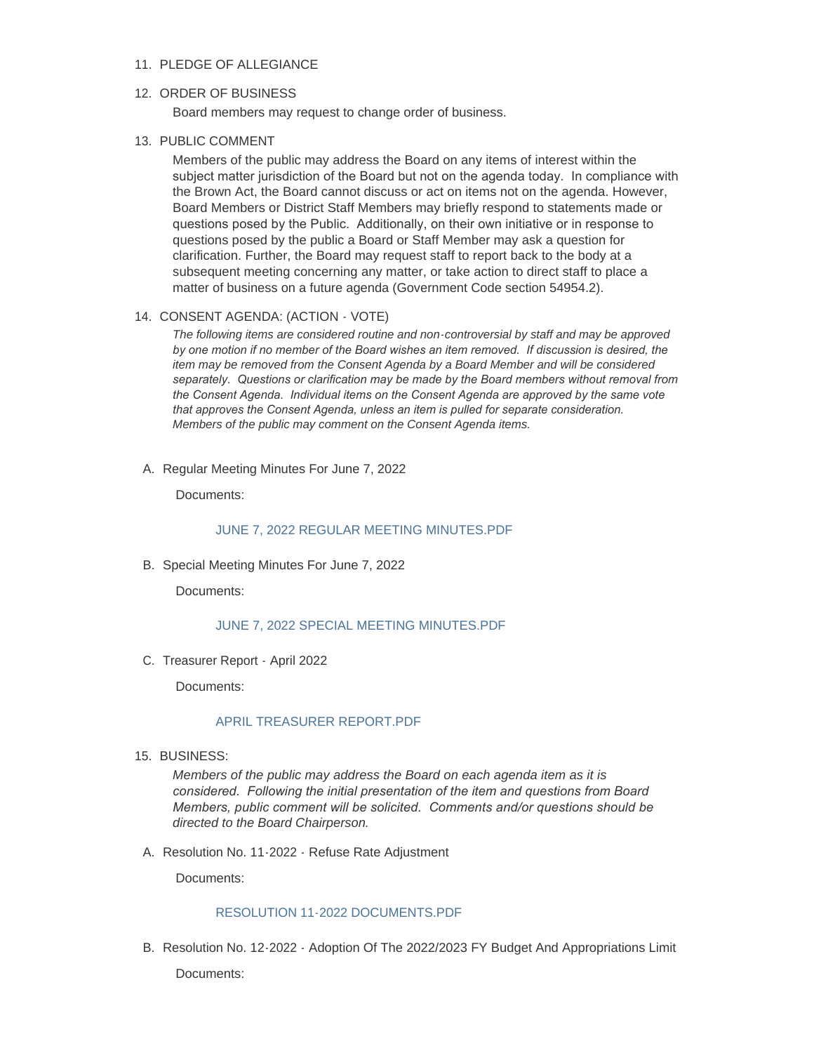11. PLEDGE OF ALLEGIANCE

12. ORDER OF BUSINESS

    Board members may request to change order of business.

13. PUBLIC COMMENT

    Members of the public may address the Board on any items of interest within the subject matter jurisdiction of the Board but not on the agenda today. In compliance with the Brown Act, the Board cannot discuss or act on items not on the agenda. However, Board Members or District Staff Members may briefly respond to statements made or questions posed by the Public. Additionally, on their own initiative or in response to questions posed by the public a Board or Staff Member may ask a question for clarification. Further, the Board may request staff to report back to the body at a subsequent meeting concerning any matter, or take action to direct staff to place a matter of business on a future agenda (Government Code section 54954.2).

14. CONSENT AGENDA: (ACTION - VOTE)

    *The following items are considered routine and non-controversial by staff and may be approved by one motion if no member of the Board wishes an item removed. If discussion is desired, the item may be removed from the Consent Agenda by a Board Member and will be considered separately. Questions or clarification may be made by the Board members without removal from the Consent Agenda. Individual items on the Consent Agenda are approved by the same vote that approves the Consent Agenda, unless an item is pulled for separate consideration. Members of the public may comment on the Consent Agenda items.*

A. Regular Meeting Minutes For June 7, 2022

   Documents:

   JUNE 7, 2022 REGULAR MEETING MINUTES.PDF

B. Special Meeting Minutes For June 7, 2022

   Documents:

   JUNE 7, 2022 SPECIAL MEETING MINUTES.PDF

C. Treasurer Report - April 2022

   Documents:

   APRIL TREASURER REPORT.PDF

15. BUSINESS:

    *Members of the public may address the Board on each agenda item as it is considered. Following the initial presentation of the item and questions from Board Members, public comment will be solicited. Comments and/or questions should be directed to the Board Chairperson.*

A. Resolution No. 11-2022 - Refuse Rate Adjustment

   Documents:

   RESOLUTION 11-2022 DOCUMENTS.PDF

B. Resolution No. 12-2022 - Adoption Of The 2022/2023 FY Budget And Appropriations Limit

   Documents: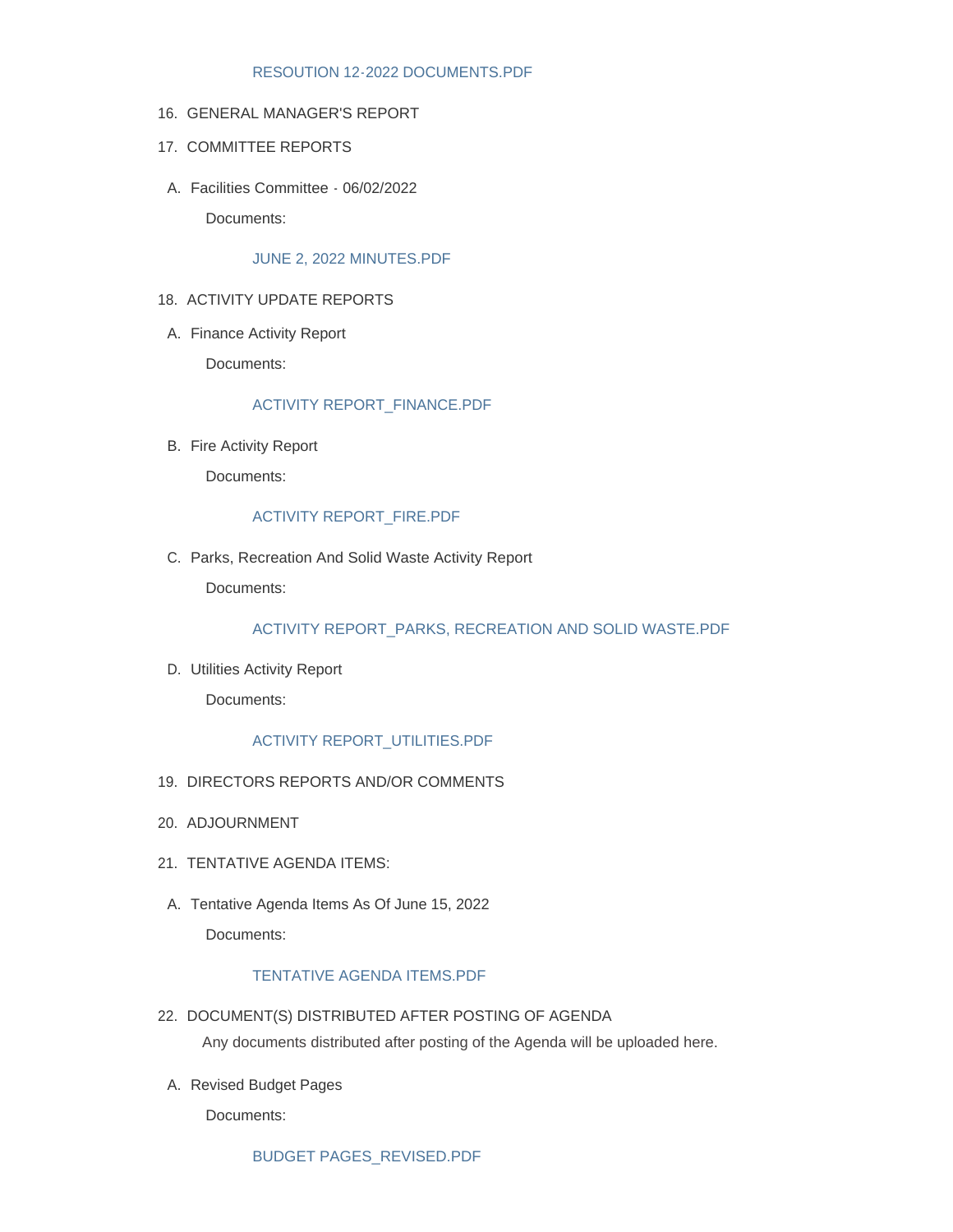RESOUTION 12-2022 DOCUMENTS.PDF

16. GENERAL MANAGER'S REPORT

17. COMMITTEE REPORTS

   A. Facilities Committee - 06/02/2022

      Documents:

      JUNE 2, 2022 MINUTES.PDF

18. ACTIVITY UPDATE REPORTS

   A. Finance Activity Report

      Documents:

      ACTIVITY REPORT_FINANCE.PDF

   B. Fire Activity Report

      Documents:

      ACTIVITY REPORT_FIRE.PDF

   C. Parks, Recreation And Solid Waste Activity Report

      Documents:

      ACTIVITY REPORT_PARKS, RECREATION AND SOLID WASTE.PDF

   D. Utilities Activity Report

      Documents:

      ACTIVITY REPORT_UTILITIES.PDF

19. DIRECTORS REPORTS AND/OR COMMENTS

20. ADJOURNMENT

21. TENTATIVE AGENDA ITEMS:

   A. Tentative Agenda Items As Of June 15, 2022

      Documents:

      TENTATIVE AGENDA ITEMS.PDF

22. DOCUMENT(S) DISTRIBUTED AFTER POSTING OF AGENDA

   Any documents distributed after posting of the Agenda will be uploaded here.

   A. Revised Budget Pages

      Documents:

      BUDGET PAGES_REVISED.PDF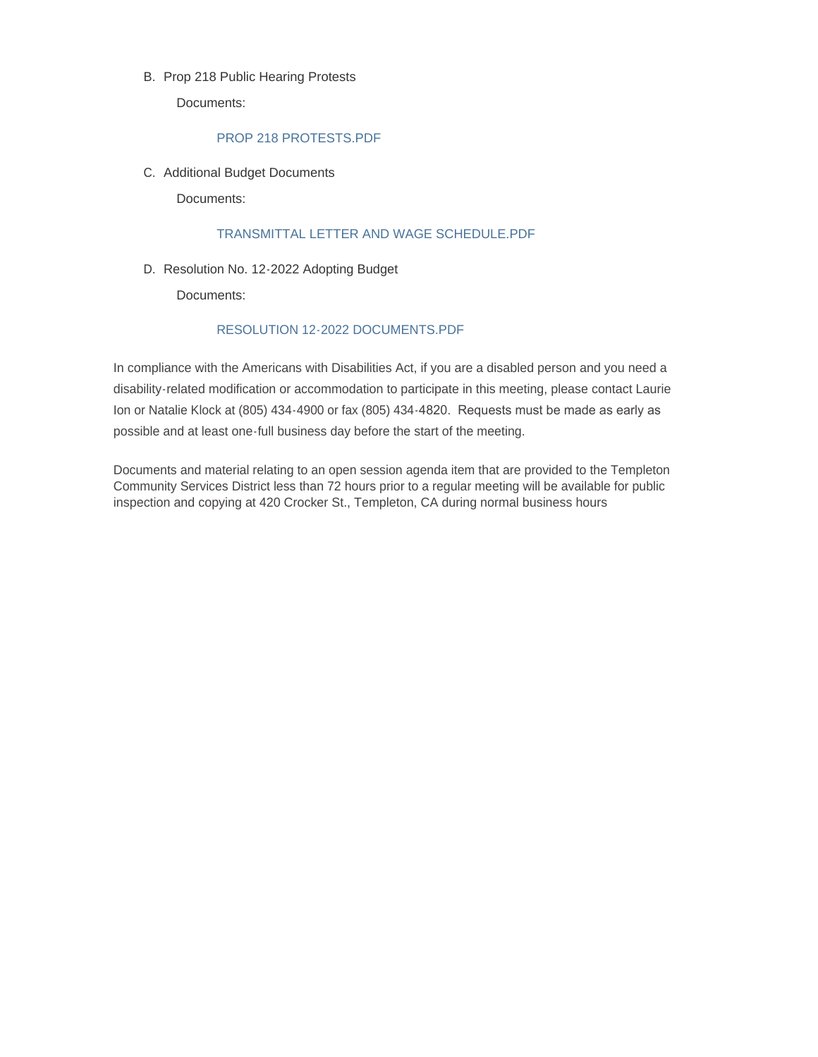B. Prop 218 Public Hearing Protests

   Documents:

   PROP 218 PROTESTS.PDF

C. Additional Budget Documents

   Documents:

   TRANSMITTAL LETTER AND WAGE SCHEDULE.PDF

D. Resolution No. 12-2022 Adopting Budget

   Documents:

   RESOLUTION 12-2022 DOCUMENTS.PDF

In compliance with the Americans with Disabilities Act, if you are a disabled person and you need a disability-related modification or accommodation to participate in this meeting, please contact Laurie Ion or Natalie Klock at (805) 434-4900 or fax (805) 434-4820. Requests must be made as early as possible and at least one-full business day before the start of the meeting.

Documents and material relating to an open session agenda item that are provided to the Templeton Community Services District less than 72 hours prior to a regular meeting will be available for public inspection and copying at 420 Crocker St., Templeton, CA during normal business hours